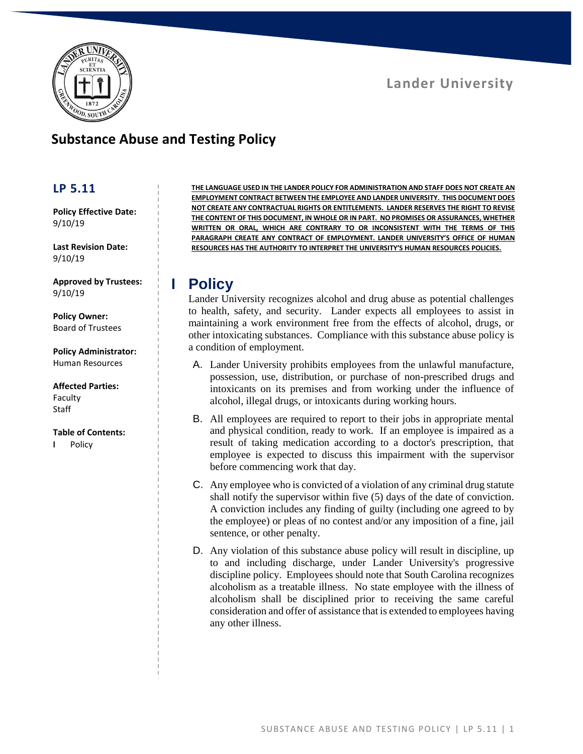Lander University

# Substance Abuse and Testing Policy

## LP 5.11

**Policy Effective Date:**
9/10/19

**Last Revision Date:**
9/10/19

**Approved by Trustees:**
9/10/19

**Policy Owner:**
Board of Trustees

**Policy Administrator:**
Human Resources

**Affected Parties:**
Faculty
Staff

**Table of Contents:**
I Policy

**THE LANGUAGE USED IN THE LANDER POLICY FOR ADMINISTRATION AND STAFF DOES NOT CREATE AN EMPLOYMENT CONTRACT BETWEEN THE EMPLOYEE AND LANDER UNIVERSITY. THIS DOCUMENT DOES NOT CREATE ANY CONTRACTUAL RIGHTS OR ENTITLEMENTS. LANDER RESERVES THE RIGHT TO REVISE THE CONTENT OF THIS DOCUMENT, IN WHOLE OR IN PART. NO PROMISES OR ASSURANCES, WHETHER WRITTEN OR ORAL, WHICH ARE CONTRARY TO OR INCONSISTENT WITH THE TERMS OF THIS PARAGRAPH CREATE ANY CONTRACT OF EMPLOYMENT. LANDER UNIVERSITY'S OFFICE OF HUMAN RESOURCES HAS THE AUTHORITY TO INTERPRET THE UNIVERSITY'S HUMAN RESOURCES POLICIES.**

# I Policy

Lander University recognizes alcohol and drug abuse as potential challenges to health, safety, and security. Lander expects all employees to assist in maintaining a work environment free from the effects of alcohol, drugs, or other intoxicating substances. Compliance with this substance abuse policy is a condition of employment.

A. Lander University prohibits employees from the unlawful manufacture, possession, use, distribution, or purchase of non-prescribed drugs and intoxicants on its premises and from working under the influence of alcohol, illegal drugs, or intoxicants during working hours.

B. All employees are required to report to their jobs in appropriate mental and physical condition, ready to work. If an employee is impaired as a result of taking medication according to a doctor's prescription, that employee is expected to discuss this impairment with the supervisor before commencing work that day.

C. Any employee who is convicted of a violation of any criminal drug statute shall notify the supervisor within five (5) days of the date of conviction. A conviction includes any finding of guilty (including one agreed to by the employee) or pleas of no contest and/or any imposition of a fine, jail sentence, or other penalty.

D. Any violation of this substance abuse policy will result in discipline, up to and including discharge, under Lander University's progressive discipline policy. Employees should note that South Carolina recognizes alcoholism as a treatable illness. No state employee with the illness of alcoholism shall be disciplined prior to receiving the same careful consideration and offer of assistance that is extended to employees having any other illness.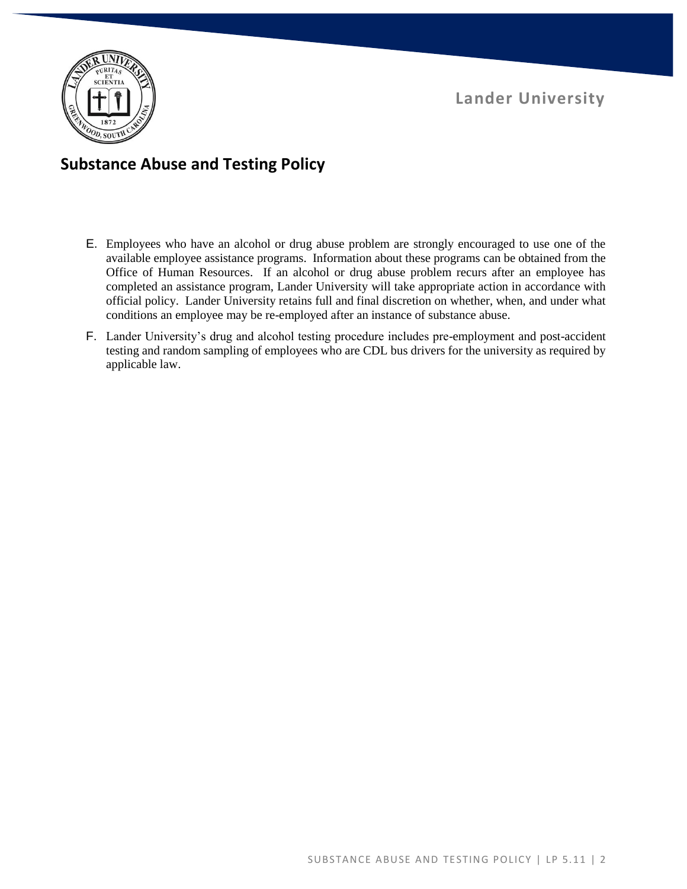E. Employees who have an alcohol or drug abuse problem are strongly encouraged to use one of the available employee assistance programs. Information about these programs can be obtained from the Office of Human Resources. If an alcohol or drug abuse problem recurs after an employee has completed an assistance program, Lander University will take appropriate action in accordance with official policy. Lander University retains full and final discretion on whether, when, and under what conditions an employee may be re-employed after an instance of substance abuse.

F. Lander University's drug and alcohol testing procedure includes pre-employment and post-accident testing and random sampling of employees who are CDL bus drivers for the university as required by applicable law.